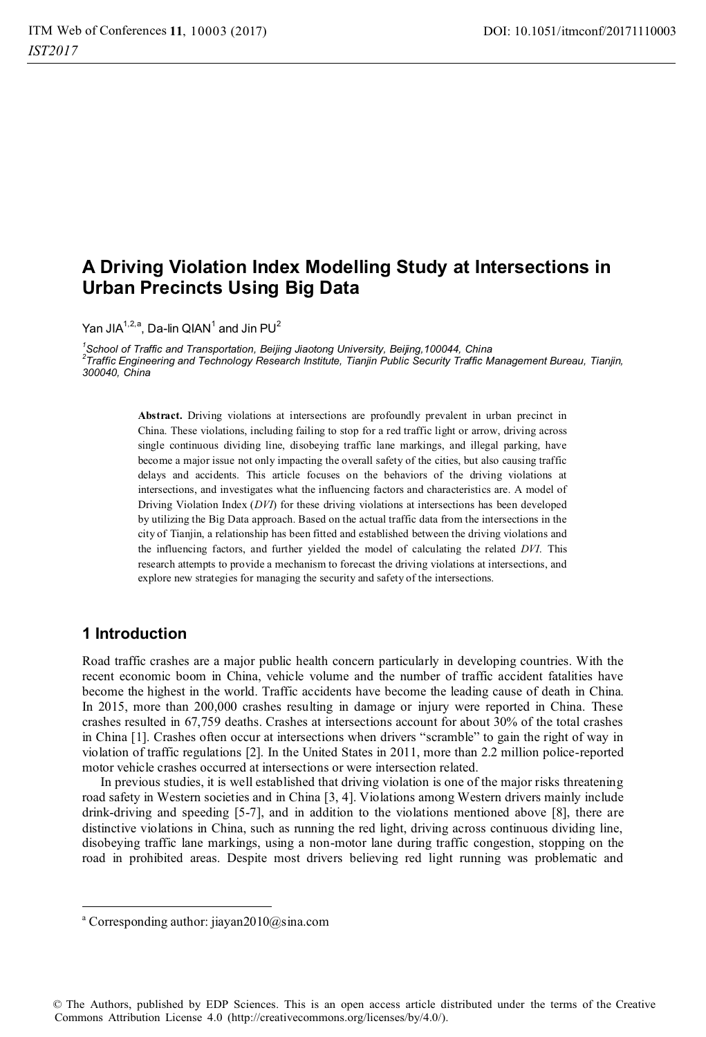# A Driving Violation Index Modelling Study at Intersections in Urban Precincts Using Big Data

Yan JIA[1,2,a], Da-lin QIAN[1] and Jin PU[2]

[1]*School of Traffic and Transportation, Beijing Jiaotong University, Beijing,100044, China*
[2]*Traffic Engineering and Technology Research Institute, Tianjin Public Security Traffic Management Bureau, Tianjin, 300040, China*

**Abstract.** Driving violations at intersections are profoundly prevalent in urban precinct in China. These violations, including failing to stop for a red traffic light or arrow, driving across single continuous dividing line, disobeying traffic lane markings, and illegal parking, have become a major issue not only impacting the overall safety of the cities, but also causing traffic delays and accidents. This article focuses on the behaviors of the driving violations at intersections, and investigates what the influencing factors and characteristics are. A model of Driving Violation Index (*DVI*) for these driving violations at intersections has been developed by utilizing the Big Data approach. Based on the actual traffic data from the intersections in the city of Tianjin, a relationship has been fitted and established between the driving violations and the influencing factors, and further yielded the model of calculating the related *DVI*. This research attempts to provide a mechanism to forecast the driving violations at intersections, and explore new strategies for managing the security and safety of the intersections.

## 1 Introduction

Road traffic crashes are a major public health concern particularly in developing countries. With the recent economic boom in China, vehicle volume and the number of traffic accident fatalities have become the highest in the world. Traffic accidents have become the leading cause of death in China. In 2015, more than 200,000 crashes resulting in damage or injury were reported in China. These crashes resulted in 67,759 deaths. Crashes at intersections account for about 30% of the total crashes in China [1]. Crashes often occur at intersections when drivers "scramble" to gain the right of way in violation of traffic regulations [2]. In the United States in 2011, more than 2.2 million police-reported motor vehicle crashes occurred at intersections or were intersection related.

In previous studies, it is well established that driving violation is one of the major risks threatening road safety in Western societies and in China [3, 4]. Violations among Western drivers mainly include drink-driving and speeding [5-7], and in addition to the violations mentioned above [8], there are distinctive violations in China, such as running the red light, driving across continuous dividing line, disobeying traffic lane markings, using a non-motor lane during traffic congestion, stopping on the road in prohibited areas. Despite most drivers believing red light running was problematic and

[a] Corresponding author: jiayan2010@sina.com

© The Authors, published by EDP Sciences. This is an open access article distributed under the terms of the Creative Commons Attribution License 4.0 (http://creativecommons.org/licenses/by/4.0/).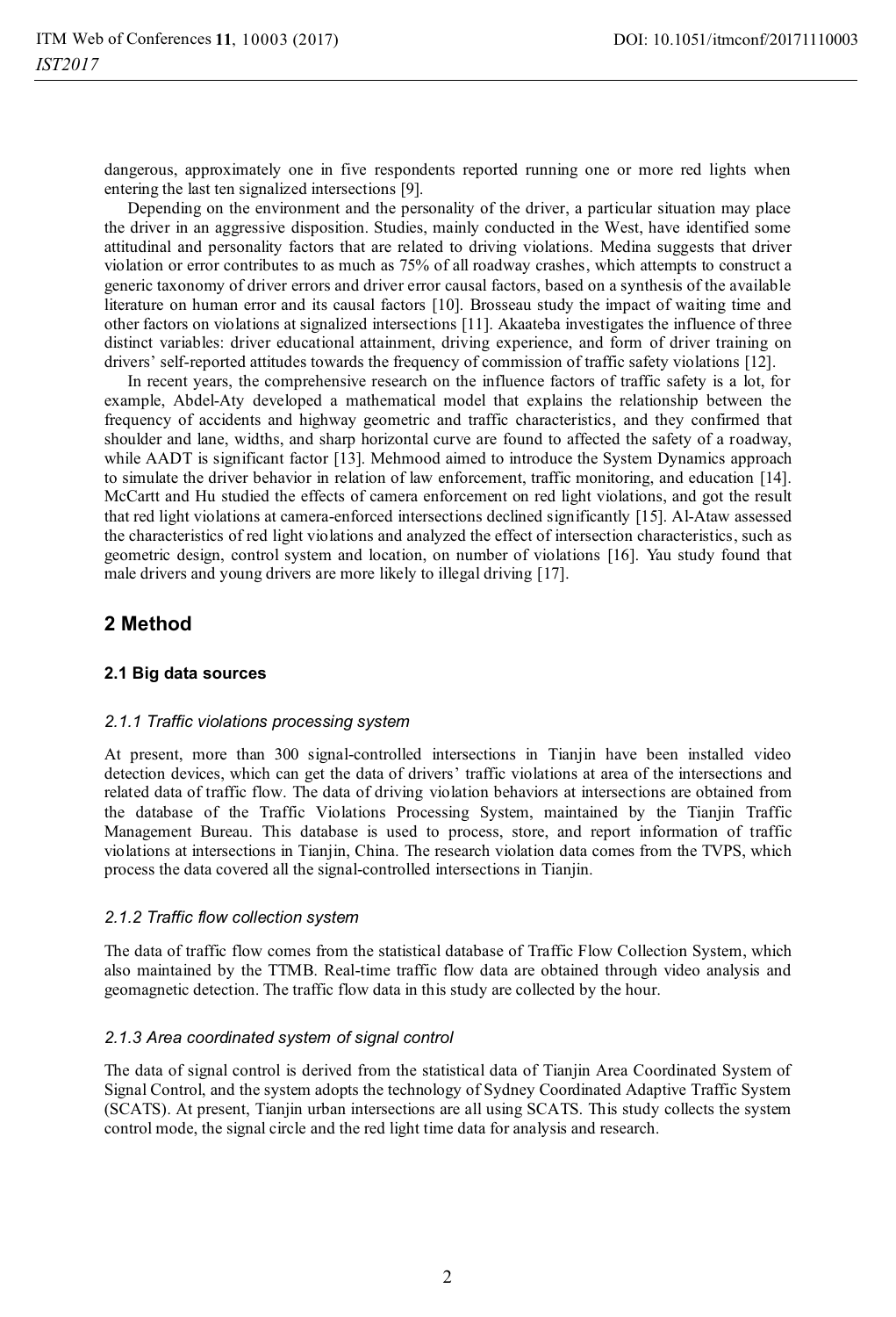dangerous, approximately one in five respondents reported running one or more red lights when entering the last ten signalized intersections [9].

Depending on the environment and the personality of the driver, a particular situation may place the driver in an aggressive disposition. Studies, mainly conducted in the West, have identified some attitudinal and personality factors that are related to driving violations. Medina suggests that driver violation or error contributes to as much as 75% of all roadway crashes, which attempts to construct a generic taxonomy of driver errors and driver error causal factors, based on a synthesis of the available literature on human error and its causal factors [10]. Brosseau study the impact of waiting time and other factors on violations at signalized intersections [11]. Akaateba investigates the influence of three distinct variables: driver educational attainment, driving experience, and form of driver training on drivers' self-reported attitudes towards the frequency of commission of traffic safety violations [12].

In recent years, the comprehensive research on the influence factors of traffic safety is a lot, for example, Abdel-Aty developed a mathematical model that explains the relationship between the frequency of accidents and highway geometric and traffic characteristics, and they confirmed that shoulder and lane, widths, and sharp horizontal curve are found to affected the safety of a roadway, while AADT is significant factor [13]. Mehmood aimed to introduce the System Dynamics approach to simulate the driver behavior in relation of law enforcement, traffic monitoring, and education [14]. McCartt and Hu studied the effects of camera enforcement on red light violations, and got the result that red light violations at camera-enforced intersections declined significantly [15]. Al-Ataw assessed the characteristics of red light violations and analyzed the effect of intersection characteristics, such as geometric design, control system and location, on number of violations [16]. Yau study found that male drivers and young drivers are more likely to illegal driving [17].

## 2 Method

### 2.1 Big data sources

#### *2.1.1 Traffic violations processing system*

At present, more than 300 signal-controlled intersections in Tianjin have been installed video detection devices, which can get the data of drivers' traffic violations at area of the intersections and related data of traffic flow. The data of driving violation behaviors at intersections are obtained from the database of the Traffic Violations Processing System, maintained by the Tianjin Traffic Management Bureau. This database is used to process, store, and report information of traffic violations at intersections in Tianjin, China. The research violation data comes from the TVPS, which process the data covered all the signal-controlled intersections in Tianjin.

#### *2.1.2 Traffic flow collection system*

The data of traffic flow comes from the statistical database of Traffic Flow Collection System, which also maintained by the TTMB. Real-time traffic flow data are obtained through video analysis and geomagnetic detection. The traffic flow data in this study are collected by the hour.

#### *2.1.3 Area coordinated system of signal control*

The data of signal control is derived from the statistical data of Tianjin Area Coordinated System of Signal Control, and the system adopts the technology of Sydney Coordinated Adaptive Traffic System (SCATS). At present, Tianjin urban intersections are all using SCATS. This study collects the system control mode, the signal circle and the red light time data for analysis and research.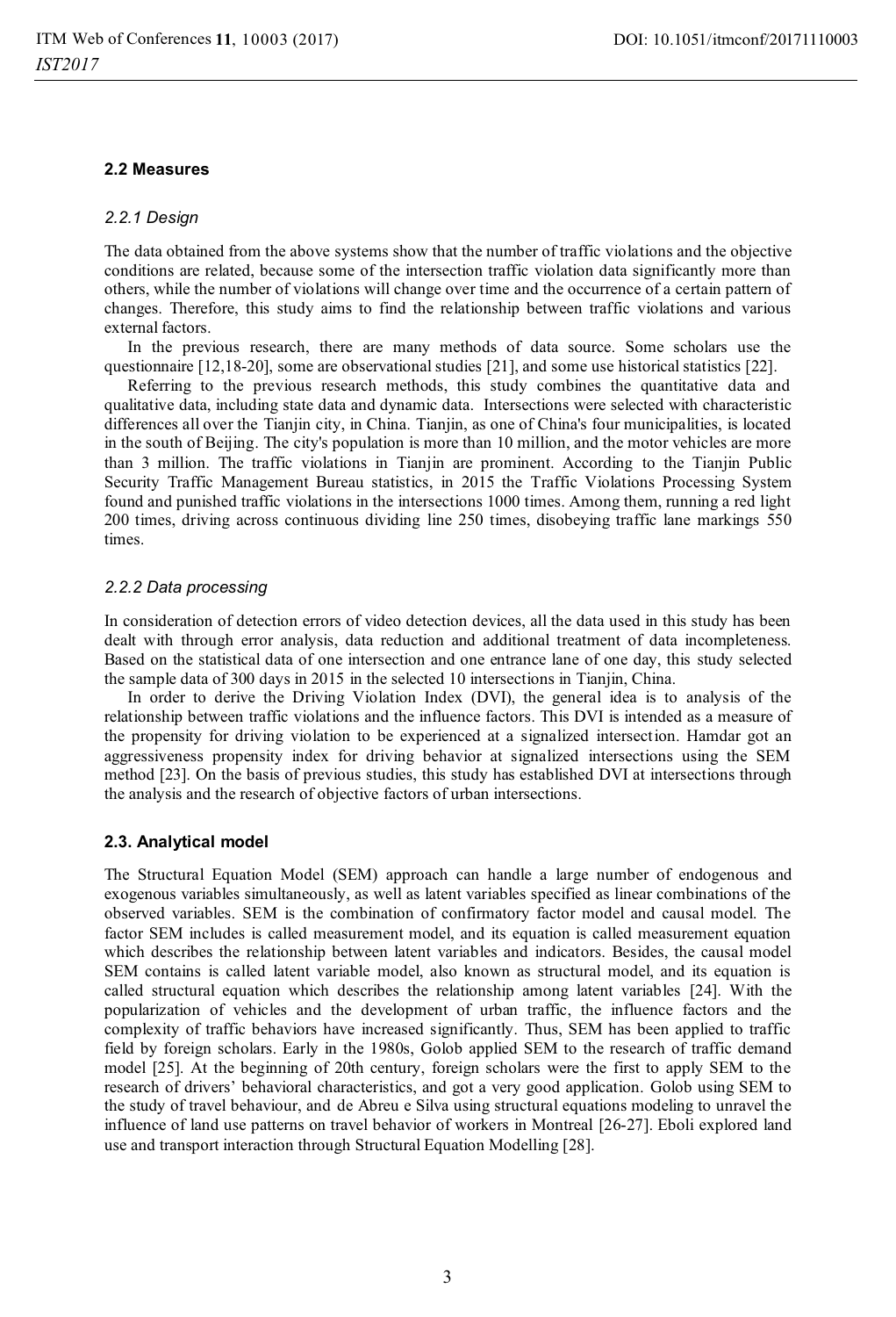### 2.2 Measures

#### *2.2.1 Design*

The data obtained from the above systems show that the number of traffic violations and the objective conditions are related, because some of the intersection traffic violation data significantly more than others, while the number of violations will change over time and the occurrence of a certain pattern of changes. Therefore, this study aims to find the relationship between traffic violations and various external factors.

In the previous research, there are many methods of data source. Some scholars use the questionnaire [12,18-20], some are observational studies [21], and some use historical statistics [22].

Referring to the previous research methods, this study combines the quantitative data and qualitative data, including state data and dynamic data. Intersections were selected with characteristic differences all over the Tianjin city, in China. Tianjin, as one of China's four municipalities, is located in the south of Beijing. The city's population is more than 10 million, and the motor vehicles are more than 3 million. The traffic violations in Tianjin are prominent. According to the Tianjin Public Security Traffic Management Bureau statistics, in 2015 the Traffic Violations Processing System found and punished traffic violations in the intersections 1000 times. Among them, running a red light 200 times, driving across continuous dividing line 250 times, disobeying traffic lane markings 550 times.

#### *2.2.2 Data processing*

In consideration of detection errors of video detection devices, all the data used in this study has been dealt with through error analysis, data reduction and additional treatment of data incompleteness. Based on the statistical data of one intersection and one entrance lane of one day, this study selected the sample data of 300 days in 2015 in the selected 10 intersections in Tianjin, China.

In order to derive the Driving Violation Index (DVI), the general idea is to analysis of the relationship between traffic violations and the influence factors. This DVI is intended as a measure of the propensity for driving violation to be experienced at a signalized intersection. Hamdar got an aggressiveness propensity index for driving behavior at signalized intersections using the SEM method [23]. On the basis of previous studies, this study has established DVI at intersections through the analysis and the research of objective factors of urban intersections.

### 2.3. Analytical model

The Structural Equation Model (SEM) approach can handle a large number of endogenous and exogenous variables simultaneously, as well as latent variables specified as linear combinations of the observed variables. SEM is the combination of confirmatory factor model and causal model. The factor SEM includes is called measurement model, and its equation is called measurement equation which describes the relationship between latent variables and indicators. Besides, the causal model SEM contains is called latent variable model, also known as structural model, and its equation is called structural equation which describes the relationship among latent variables [24]. With the popularization of vehicles and the development of urban traffic, the influence factors and the complexity of traffic behaviors have increased significantly. Thus, SEM has been applied to traffic field by foreign scholars. Early in the 1980s, Golob applied SEM to the research of traffic demand model [25]. At the beginning of 20th century, foreign scholars were the first to apply SEM to the research of drivers' behavioral characteristics, and got a very good application. Golob using SEM to the study of travel behaviour, and de Abreu e Silva using structural equations modeling to unravel the influence of land use patterns on travel behavior of workers in Montreal [26-27]. Eboli explored land use and transport interaction through Structural Equation Modelling [28].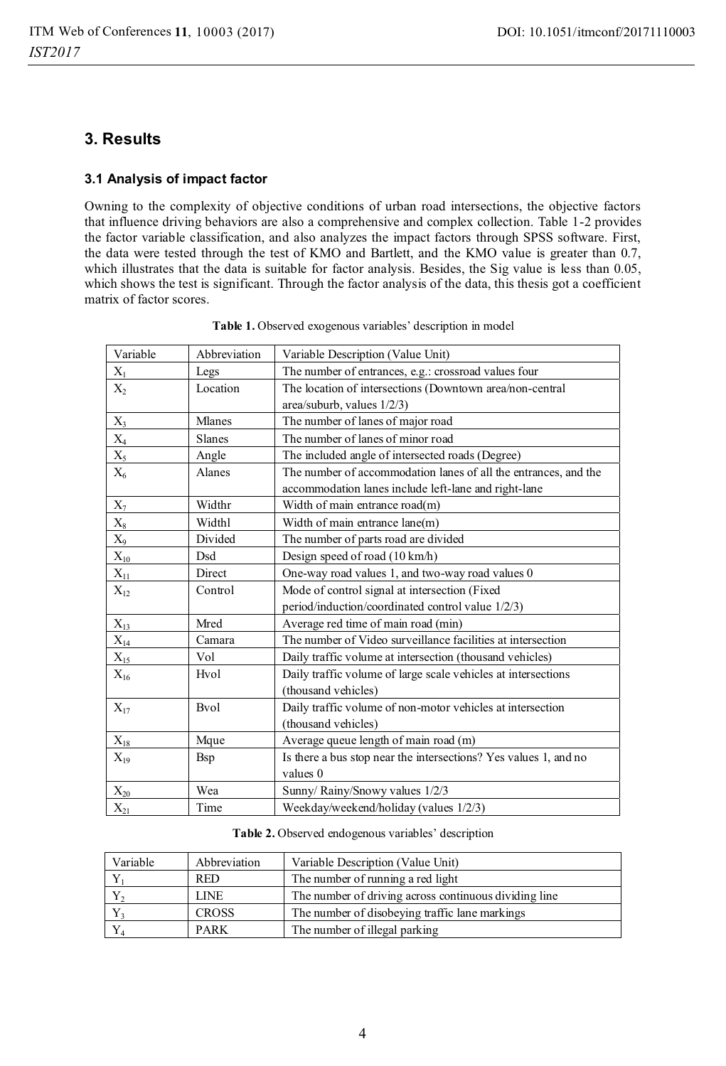## 3. Results

### 3.1 Analysis of impact factor

Owning to the complexity of objective conditions of urban road intersections, the objective factors that influence driving behaviors are also a comprehensive and complex collection. Table 1-2 provides the factor variable classification, and also analyzes the impact factors through SPSS software. First, the data were tested through the test of KMO and Bartlett, and the KMO value is greater than 0.7, which illustrates that the data is suitable for factor analysis. Besides, the Sig value is less than 0.05, which shows the test is significant. Through the factor analysis of the data, this thesis got a coefficient matrix of factor scores.

**Table 1.** Observed exogenous variables' description in model

| Variable | Abbreviation | Variable Description (Value Unit) |
| --- | --- | --- |
| $X_1$ | Legs | The number of entrances, e.g.: crossroad values four |
| $X_2$ | Location | The location of intersections (Downtown area/non-central area/suburb, values 1/2/3) |
| $X_3$ | Mlanes | The number of lanes of major road |
| $X_4$ | Slanes | The number of lanes of minor road |
| $X_5$ | Angle | The included angle of intersected roads (Degree) |
| $X_6$ | Alanes | The number of accommodation lanes of all the entrances, and the accommodation lanes include left-lane and right-lane |
| $X_7$ | Widthr | Width of main entrance road(m) |
| $X_8$ | Widthl | Width of main entrance lane(m) |
| $X_9$ | Divided | The number of parts road are divided |
| $X_{10}$ | Dsd | Design speed of road (10 km/h) |
| $X_{11}$ | Direct | One-way road values 1, and two-way road values 0 |
| $X_{12}$ | Control | Mode of control signal at intersection (Fixed period/induction/coordinated control value 1/2/3) |
| $X_{13}$ | Mred | Average red time of main road (min) |
| $X_{14}$ | Camara | The number of Video surveillance facilities at intersection |
| $X_{15}$ | Vol | Daily traffic volume at intersection (thousand vehicles) |
| $X_{16}$ | Hvol | Daily traffic volume of large scale vehicles at intersections (thousand vehicles) |
| $X_{17}$ | Bvol | Daily traffic volume of non-motor vehicles at intersection (thousand vehicles) |
| $X_{18}$ | Mque | Average queue length of main road (m) |
| $X_{19}$ | Bsp | Is there a bus stop near the intersections? Yes values 1, and no values 0 |
| $X_{20}$ | Wea | Sunny/ Rainy/Snowy values 1/2/3 |
| $X_{21}$ | Time | Weekday/weekend/holiday (values 1/2/3) |

**Table 2.** Observed endogenous variables' description

| Variable | Abbreviation | Variable Description (Value Unit) |
| --- | --- | --- |
| $Y_1$ | RED | The number of running a red light |
| $Y_2$ | LINE | The number of driving across continuous dividing line |
| $Y_3$ | CROSS | The number of disobeying traffic lane markings |
| $Y_4$ | PARK | The number of illegal parking |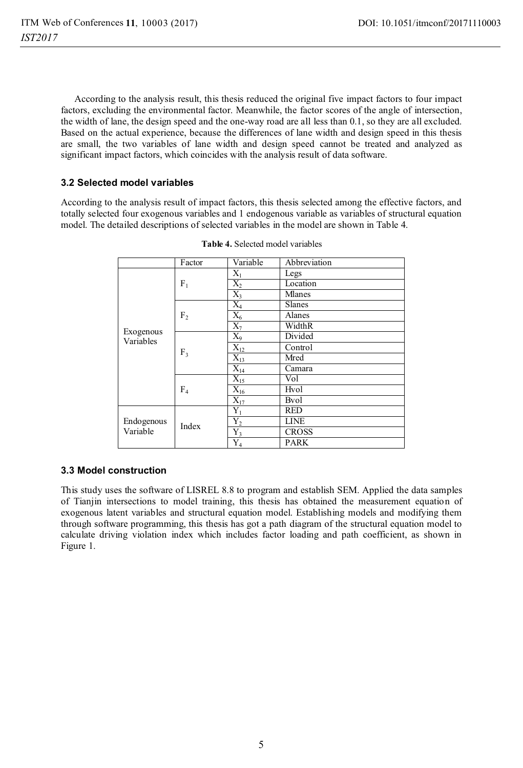According to the analysis result, this thesis reduced the original five impact factors to four impact factors, excluding the environmental factor. Meanwhile, the factor scores of the angle of intersection, the width of lane, the design speed and the one-way road are all less than 0.1, so they are all excluded. Based on the actual experience, because the differences of lane width and design speed in this thesis are small, the two variables of lane width and design speed cannot be treated and analyzed as significant impact factors, which coincides with the analysis result of data software.

### 3.2 Selected model variables

According to the analysis result of impact factors, this thesis selected among the effective factors, and totally selected four exogenous variables and 1 endogenous variable as variables of structural equation model. The detailed descriptions of selected variables in the model are shown in Table 4.

**Table 4.** Selected model variables

| | Factor | Variable | Abbreviation |
|---|---|---|---|
| Exogenous Variables | $F_1$ | $X_1$ | Legs |
| | | $X_2$ | Location |
| | | $X_3$ | Mlanes |
| | $F_2$ | $X_4$ | Slanes |
| | | $X_6$ | Alanes |
| | | $X_7$ | WidthR |
| | $F_3$ | $X_9$ | Divided |
| | | $X_{12}$ | Control |
| | | $X_{13}$ | Mred |
| | | $X_{14}$ | Camara |
| | $F_4$ | $X_{15}$ | Vol |
| | | $X_{16}$ | Hvol |
| | | $X_{17}$ | Bvol |
| Endogenous Variable | Index | $Y_1$ | RED |
| | | $Y_2$ | LINE |
| | | $Y_3$ | CROSS |
| | | $Y_4$ | PARK |

### 3.3 Model construction

This study uses the software of LISREL 8.8 to program and establish SEM. Applied the data samples of Tianjin intersections to model training, this thesis has obtained the measurement equation of exogenous latent variables and structural equation model. Establishing models and modifying them through software programming, this thesis has got a path diagram of the structural equation model to calculate driving violation index which includes factor loading and path coefficient, as shown in Figure 1.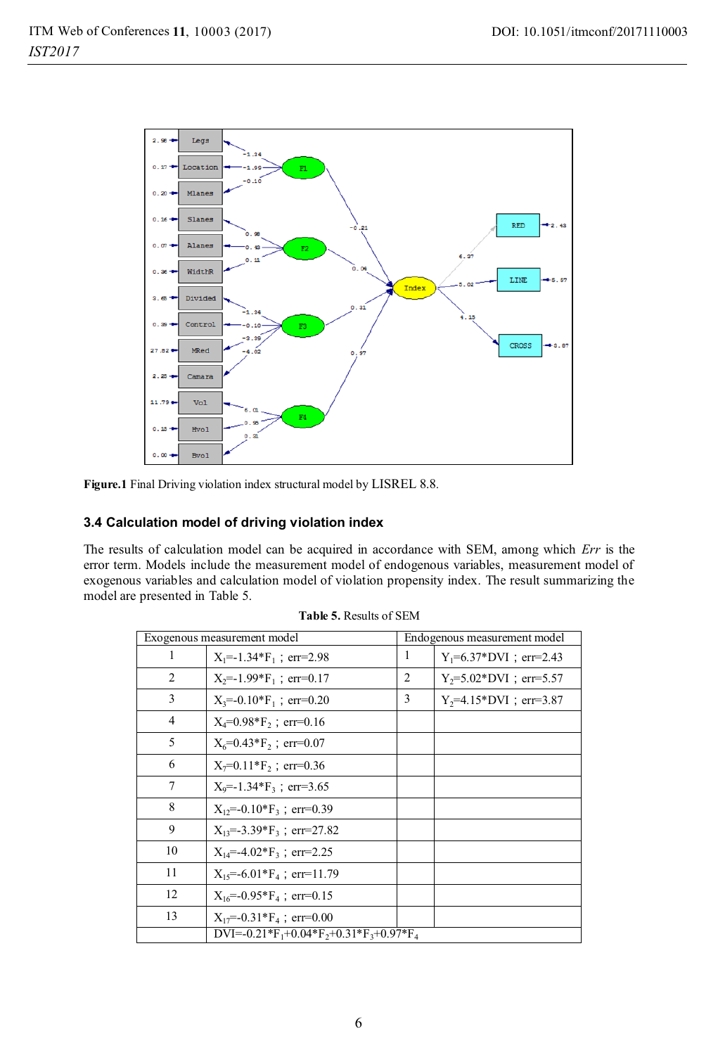Figure.1 Final Driving violation index structural model by LISREL 8.8.

### 3.4 Calculation model of driving violation index

The results of calculation model can be acquired in accordance with SEM, among which *Err* is the error term. Models include the measurement model of endogenous variables, measurement model of exogenous variables and calculation model of violation propensity index. The result summarizing the model are presented in Table 5.

**Table 5.** Results of SEM

| Exogenous measurement model | | Endogenous measurement model | |
|---|---|---|---|
| 1 | $X_1$=-1.34\*$F_1$；err=2.98 | 1 | $Y_1$=6.37\*DVI；err=2.43 |
| 2 | $X_2$=-1.99\*$F_1$；err=0.17 | 2 | $Y_2$=5.02\*DVI；err=5.57 |
| 3 | $X_3$=-0.10\*$F_1$；err=0.20 | 3 | $Y_2$=4.15\*DVI；err=3.87 |
| 4 | $X_4$=0.98\*$F_2$；err=0.16 | | |
| 5 | $X_6$=0.43\*$F_2$；err=0.07 | | |
| 6 | $X_7$=0.11\*$F_2$；err=0.36 | | |
| 7 | $X_9$=-1.34\*$F_3$；err=3.65 | | |
| 8 | $X_{12}$=-0.10\*$F_3$；err=0.39 | | |
| 9 | $X_{13}$=-3.39\*$F_3$；err=27.82 | | |
| 10 | $X_{14}$=-4.02\*$F_3$；err=2.25 | | |
| 11 | $X_{15}$=-6.01\*$F_4$；err=11.79 | | |
| 12 | $X_{16}$=-0.95\*$F_4$；err=0.15 | | |
| 13 | $X_{17}$=-0.31\*$F_4$；err=0.00 | | |
| | DVI=-0.21\*$F_1$+0.04\*$F_2$+0.31\*$F_3$+0.97\*$F_4$ | | |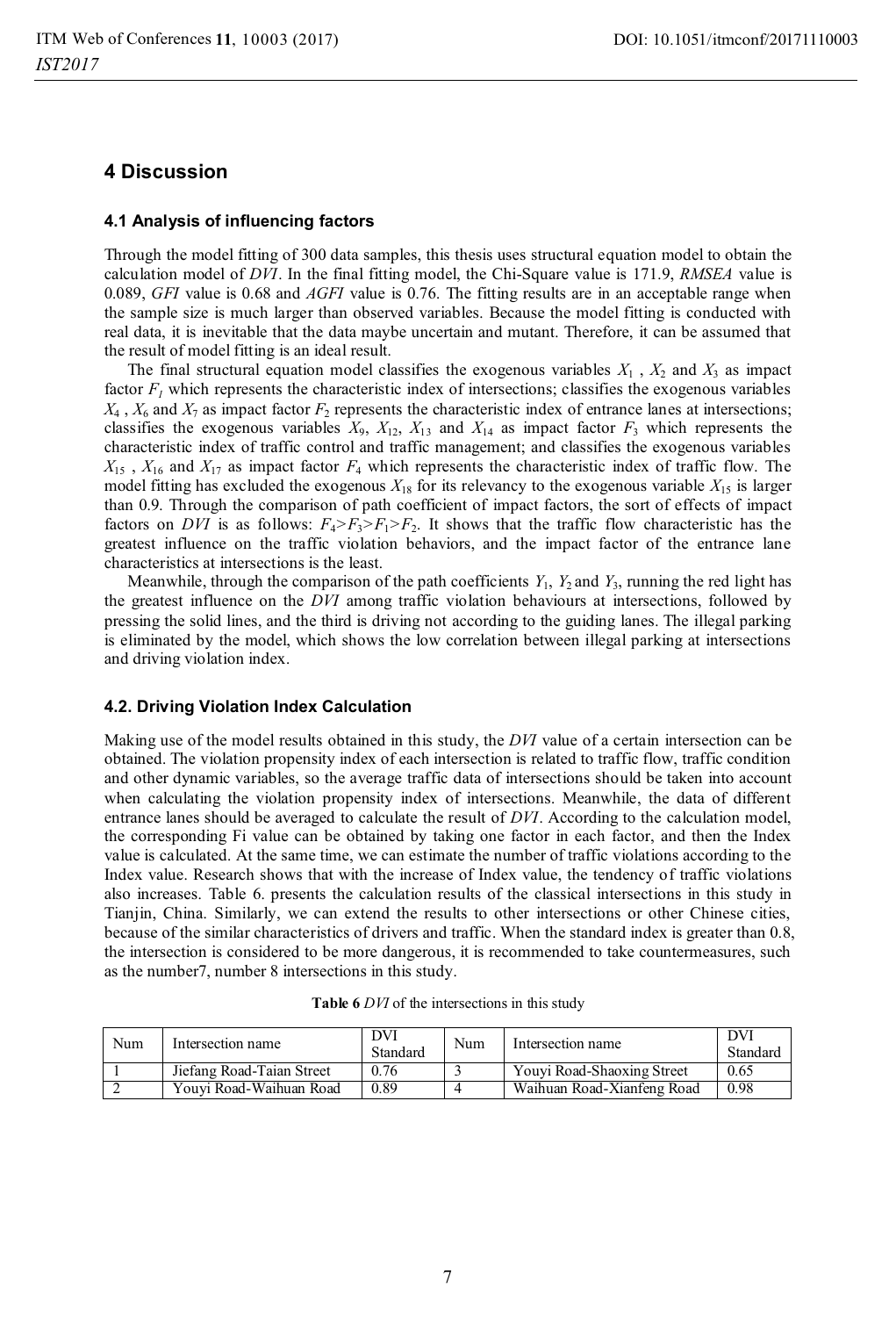## 4 Discussion

### 4.1 Analysis of influencing factors

Through the model fitting of 300 data samples, this thesis uses structural equation model to obtain the calculation model of *DVI*. In the final fitting model, the Chi-Square value is 171.9, *RMSEA* value is 0.089, *GFI* value is 0.68 and *AGFI* value is 0.76. The fitting results are in an acceptable range when the sample size is much larger than observed variables. Because the model fitting is conducted with real data, it is inevitable that the data maybe uncertain and mutant. Therefore, it can be assumed that the result of model fitting is an ideal result.

The final structural equation model classifies the exogenous variables $X_1$ , $X_2$ and $X_3$ as impact factor $F_1$ which represents the characteristic index of intersections; classifies the exogenous variables $X_4$ , $X_6$ and $X_7$ as impact factor $F_2$ represents the characteristic index of entrance lanes at intersections; classifies the exogenous variables $X_9$, $X_{12}$, $X_{13}$ and $X_{14}$ as impact factor $F_3$ which represents the characteristic index of traffic control and traffic management; and classifies the exogenous variables $X_{15}$ , $X_{16}$ and $X_{17}$ as impact factor $F_4$ which represents the characteristic index of traffic flow. The model fitting has excluded the exogenous $X_{18}$ for its relevancy to the exogenous variable $X_{15}$ is larger than 0.9. Through the comparison of path coefficient of impact factors, the sort of effects of impact factors on *DVI* is as follows: $F_4>F_3>F_1>F_2$. It shows that the traffic flow characteristic has the greatest influence on the traffic violation behaviors, and the impact factor of the entrance lane characteristics at intersections is the least.

Meanwhile, through the comparison of the path coefficients $Y_1$, $Y_2$ and $Y_3$, running the red light has the greatest influence on the *DVI* among traffic violation behaviours at intersections, followed by pressing the solid lines, and the third is driving not according to the guiding lanes. The illegal parking is eliminated by the model, which shows the low correlation between illegal parking at intersections and driving violation index.

### 4.2. Driving Violation Index Calculation

Making use of the model results obtained in this study, the *DVI* value of a certain intersection can be obtained. The violation propensity index of each intersection is related to traffic flow, traffic condition and other dynamic variables, so the average traffic data of intersections should be taken into account when calculating the violation propensity index of intersections. Meanwhile, the data of different entrance lanes should be averaged to calculate the result of *DVI*. According to the calculation model, the corresponding Fi value can be obtained by taking one factor in each factor, and then the Index value is calculated. At the same time, we can estimate the number of traffic violations according to the Index value. Research shows that with the increase of Index value, the tendency of traffic violations also increases. Table 6. presents the calculation results of the classical intersections in this study in Tianjin, China. Similarly, we can extend the results to other intersections or other Chinese cities, because of the similar characteristics of drivers and traffic. When the standard index is greater than 0.8, the intersection is considered to be more dangerous, it is recommended to take countermeasures, such as the number7, number 8 intersections in this study.

**Table 6** *DVI* of the intersections in this study

| Num | Intersection name | DVI Standard | Num | Intersection name | DVI Standard |
|---|---|---|---|---|---|
| 1 | Jiefang Road-Taian Street | 0.76 | 3 | Youyi Road-Shaoxing Street | 0.65 |
| 2 | Youyi Road-Waihuan Road | 0.89 | 4 | Waihuan Road-Xianfeng Road | 0.98 |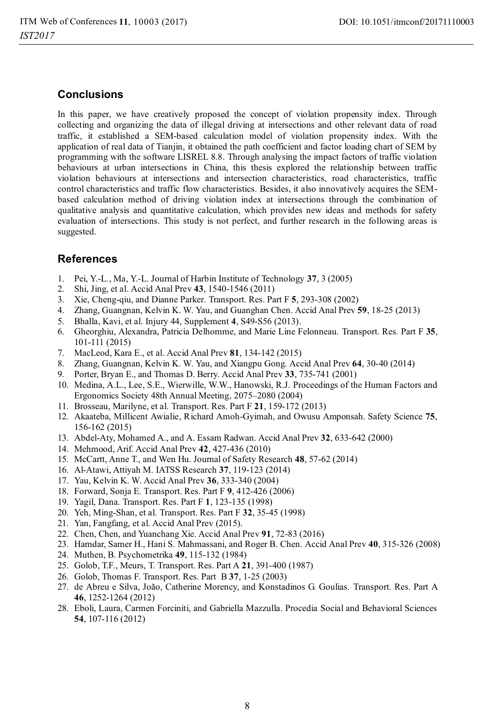## Conclusions

In this paper, we have creatively proposed the concept of violation propensity index. Through collecting and organizing the data of illegal driving at intersections and other relevant data of road traffic, it established a SEM-based calculation model of violation propensity index. With the application of real data of Tianjin, it obtained the path coefficient and factor loading chart of SEM by programming with the software LISREL 8.8. Through analysing the impact factors of traffic violation behaviours at urban intersections in China, this thesis explored the relationship between traffic violation behaviours at intersections and intersection characteristics, road characteristics, traffic control characteristics and traffic flow characteristics. Besides, it also innovatively acquires the SEM-based calculation method of driving violation index at intersections through the combination of qualitative analysis and quantitative calculation, which provides new ideas and methods for safety evaluation of intersections. This study is not perfect, and further research in the following areas is suggested.

## References

1. Pei, Y.-L., Ma, Y.-L. Journal of Harbin Institute of Technology **37**, 3 (2005)
2. Shi, Jing, et al. Accid Anal Prev **43**, 1540-1546 (2011)
3. Xie, Cheng-qiu, and Dianne Parker. Transport. Res. Part F **5**, 293-308 (2002)
4. Zhang, Guangnan, Kelvin K. W. Yau, and Guanghan Chen. Accid Anal Prev **59**, 18-25 (2013)
5. Bhalla, Kavi, et al. Injury 44, Supplement **4**, S49-S56 (2013).
6. Gheorghiu, Alexandra, Patricia Delhomme, and Marie Line Felonneau. Transport. Res. Part F **35**, 101-111 (2015)
7. MacLeod, Kara E., et al. Accid Anal Prev **81**, 134-142 (2015)
8. Zhang, Guangnan, Kelvin K. W. Yau, and Xiangpu Gong. Accid Anal Prev **64**, 30-40 (2014)
9. Porter, Bryan E., and Thomas D. Berry. Accid Anal Prev **33**, 735-741 (2001)
10. Medina, A.L., Lee, S.E., Wierwille, W.W., Hanowski, R.J. Proceedings of the Human Factors and Ergonomics Society 48th Annual Meeting, 2075–2080 (2004)
11. Brosseau, Marilyne, et al. Transport. Res. Part F **21**, 159-172 (2013)
12. Akaateba, Millicent Awialie, Richard Amoh-Gyimah, and Owusu Amponsah. Safety Science **75**, 156-162 (2015)
13. Abdel-Aty, Mohamed A., and A. Essam Radwan. Accid Anal Prev **32**, 633-642 (2000)
14. Mehmood, Arif. Accid Anal Prev **42**, 427-436 (2010)
15. McCartt, Anne T., and Wen Hu. Journal of Safety Research **48**, 57-62 (2014)
16. Al-Atawi, Attiyah M. IATSS Research **37**, 119-123 (2014)
17. Yau, Kelvin K. W. Accid Anal Prev **36**, 333-340 (2004)
18. Forward, Sonja E. Transport. Res. Part F **9**, 412-426 (2006)
19. Yagil, Dana. Transport. Res. Part F **1**, 123-135 (1998)
20. Yeh, Ming-Shan, et al. Transport. Res. Part F **32**, 35-45 (1998)
21. Yan, Fangfang, et al. Accid Anal Prev (2015).
22. Chen, Chen, and Yuanchang Xie. Accid Anal Prev **91**, 72-83 (2016)
23. Hamdar, Samer H., Hani S. Mahmassani, and Roger B. Chen. Accid Anal Prev **40**, 315-326 (2008)
24. Muthen, B. Psychometrika **49**, 115-132 (1984)
25. Golob, T.F., Meurs, T. Transport. Res. Part A **21**, 391-400 (1987)
26. Golob, Thomas F. Transport. Res. Part B **37**, 1-25 (2003)
27. de Abreu e Silva, João, Catherine Morency, and Konstadinos G. Goulias. Transport. Res. Part A **46**, 1252-1264 (2012)
28. Eboli, Laura, Carmen Forciniti, and Gabriella Mazzulla. Procedia Social and Behavioral Sciences **54**, 107-116 (2012)